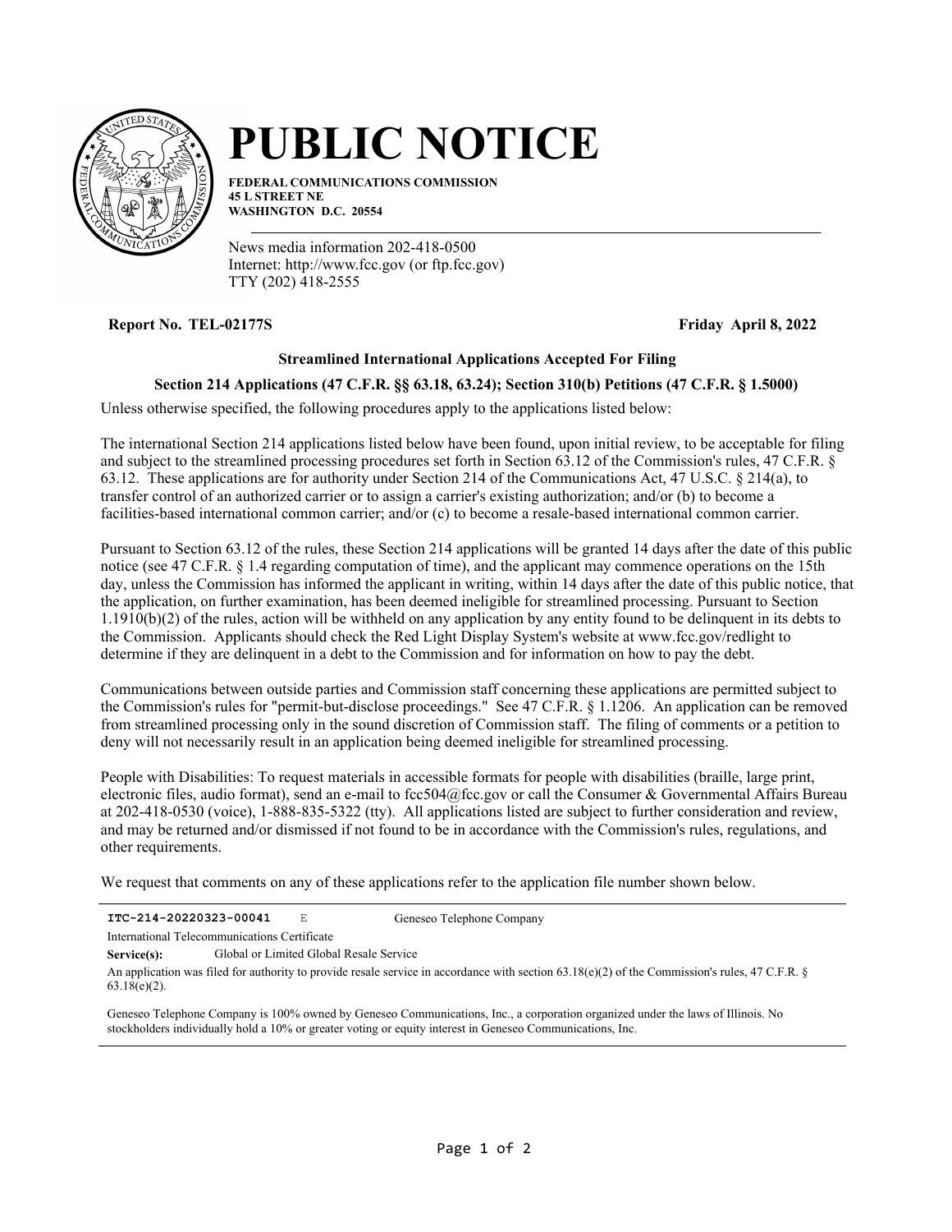# PUBLIC NOTICE

**FEDERAL COMMUNICATIONS COMMISSION**
**45 L STREET NE**
**WASHINGTON D.C. 20554**

News media information 202-418-0500
Internet: http://www.fcc.gov (or ftp.fcc.gov)
TTY (202) 418-2555

**Report No. TEL-02177S** **Friday April 8, 2022**

### Streamlined International Applications Accepted For Filing

### Section 214 Applications (47 C.F.R. §§ 63.18, 63.24); Section 310(b) Petitions (47 C.F.R. § 1.5000)

Unless otherwise specified, the following procedures apply to the applications listed below:

The international Section 214 applications listed below have been found, upon initial review, to be acceptable for filing and subject to the streamlined processing procedures set forth in Section 63.12 of the Commission's rules, 47 C.F.R. § 63.12. These applications are for authority under Section 214 of the Communications Act, 47 U.S.C. § 214(a), to transfer control of an authorized carrier or to assign a carrier's existing authorization; and/or (b) to become a facilities-based international common carrier; and/or (c) to become a resale-based international common carrier.

Pursuant to Section 63.12 of the rules, these Section 214 applications will be granted 14 days after the date of this public notice (see 47 C.F.R. § 1.4 regarding computation of time), and the applicant may commence operations on the 15th day, unless the Commission has informed the applicant in writing, within 14 days after the date of this public notice, that the application, on further examination, has been deemed ineligible for streamlined processing. Pursuant to Section 1.1910(b)(2) of the rules, action will be withheld on any application by any entity found to be delinquent in its debts to the Commission. Applicants should check the Red Light Display System's website at www.fcc.gov/redlight to determine if they are delinquent in a debt to the Commission and for information on how to pay the debt.

Communications between outside parties and Commission staff concerning these applications are permitted subject to the Commission's rules for "permit-but-disclose proceedings." See 47 C.F.R. § 1.1206. An application can be removed from streamlined processing only in the sound discretion of Commission staff. The filing of comments or a petition to deny will not necessarily result in an application being deemed ineligible for streamlined processing.

People with Disabilities: To request materials in accessible formats for people with disabilities (braille, large print, electronic files, audio format), send an e-mail to fcc504@fcc.gov or call the Consumer & Governmental Affairs Bureau at 202-418-0530 (voice), 1-888-835-5322 (tty). All applications listed are subject to further consideration and review, and may be returned and/or dismissed if not found to be in accordance with the Commission's rules, regulations, and other requirements.

We request that comments on any of these applications refer to the application file number shown below.

---

**ITC-214-20220323-00041** E Geneseo Telephone Company

International Telecommunications Certificate

**Service(s):** Global or Limited Global Resale Service

An application was filed for authority to provide resale service in accordance with section 63.18(e)(2) of the Commission's rules, 47 C.F.R. § 63.18(e)(2).

Geneseo Telephone Company is 100% owned by Geneseo Communications, Inc., a corporation organized under the laws of Illinois. No stockholders individually hold a 10% or greater voting or equity interest in Geneseo Communications, Inc.

---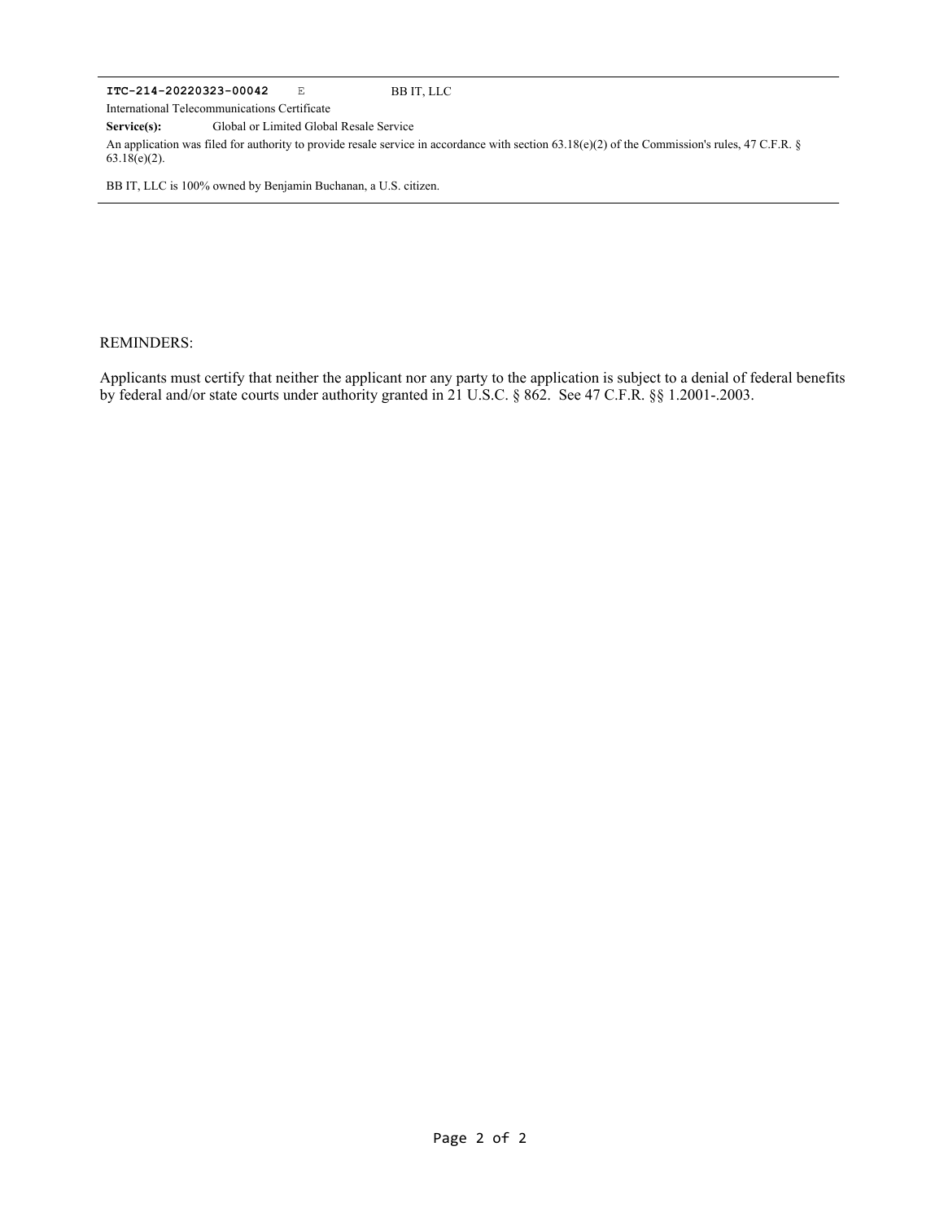**ITC-214-20220323-00042** E BB IT, LLC

International Telecommunications Certificate

**Service(s):** Global or Limited Global Resale Service

An application was filed for authority to provide resale service in accordance with section 63.18(e)(2) of the Commission's rules, 47 C.F.R. § 63.18(e)(2).

BB IT, LLC is 100% owned by Benjamin Buchanan, a U.S. citizen.

---

REMINDERS:

Applicants must certify that neither the applicant nor any party to the application is subject to a denial of federal benefits by federal and/or state courts under authority granted in 21 U.S.C. § 862. See 47 C.F.R. §§ 1.2001-.2003.